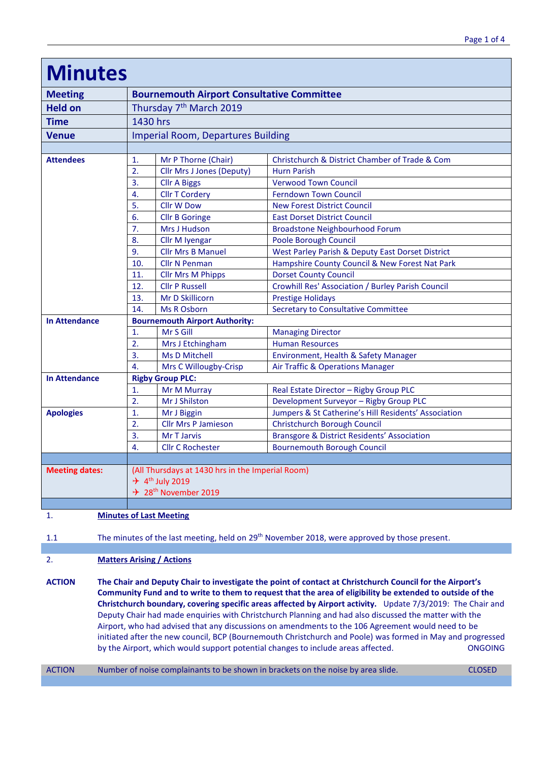# Minutes

| | | |
|---|---|---|
| **Meeting** | **Bournemouth Airport Consultative Committee** | |
| **Held on** | Thursday 7th March 2019 | |
| **Time** | 1430 hrs | |
| **Venue** | Imperial Room, Departures Building | |

| | # | Name | Organisation |
|---|---|---|---|
| **Attendees** | 1. | Mr P Thorne (Chair) | Christchurch & District Chamber of Trade & Com |
| | 2. | Cllr Mrs J Jones (Deputy) | Hurn Parish |
| | 3. | Cllr A Biggs | Verwood Town Council |
| | 4. | Cllr T Cordery | Ferndown Town Council |
| | 5. | Cllr W Dow | New Forest District Council |
| | 6. | Cllr B Goringe | East Dorset District Council |
| | 7. | Mrs J Hudson | Broadstone Neighbourhood Forum |
| | 8. | Cllr M Iyengar | Poole Borough Council |
| | 9. | Cllr Mrs B Manuel | West Parley Parish & Deputy East Dorset District |
| | 10. | Cllr N Penman | Hampshire County Council & New Forest Nat Park |
| | 11. | Cllr Mrs M Phipps | Dorset County Council |
| | 12. | Cllr P Russell | Crowhill Res' Association / Burley Parish Council |
| | 13. | Mr D Skillicorn | Prestige Holidays |
| | 14. | Ms R Osborn | Secretary to Consultative Committee |
| **In Attendance** | **Bournemouth Airport Authority:** | | |
| | 1. | Mr S Gill | Managing Director |
| | 2. | Mrs J Etchingham | Human Resources |
| | 3. | Ms D Mitchell | Environment, Health & Safety Manager |
| | 4. | Mrs C Willougby-Crisp | Air Traffic & Operations Manager |
| **In Attendance** | **Rigby Group PLC:** | | |
| | 1. | Mr M Murray | Real Estate Director – Rigby Group PLC |
| | 2. | Mr J Shilston | Development Surveyor – Rigby Group PLC |
| **Apologies** | 1. | Mr J Biggin | Jumpers & St Catherine's Hill Residents' Association |
| | 2. | Cllr Mrs P Jamieson | Christchurch Borough Council |
| | 3. | Mr T Jarvis | Bransgore & District Residents' Association |
| | 4. | Cllr C Rochester | Bournemouth Borough Council |

**Meeting dates:** (All Thursdays at 1430 hrs in the Imperial Room)

- ✈ 4th July 2019
- ✈ 28th November 2019

1. **Minutes of Last Meeting**

1.1 The minutes of the last meeting, held on 29th November 2018, were approved by those present.

2. **Matters Arising / Actions**

**ACTION** **The Chair and Deputy Chair to investigate the point of contact at Christchurch Council for the Airport's Community Fund and to write to them to request that the area of eligibility be extended to outside of the Christchurch boundary, covering specific areas affected by Airport activity.** Update 7/3/2019: The Chair and Deputy Chair had made enquiries with Christchurch Planning and had also discussed the matter with the Airport, who had advised that any discussions on amendments to the 106 Agreement would need to be initiated after the new council, BCP (Bournemouth Christchurch and Poole) was formed in May and progressed by the Airport, which would support potential changes to include areas affected. ONGOING

ACTION Number of noise complainants to be shown in brackets on the noise by area slide. CLOSED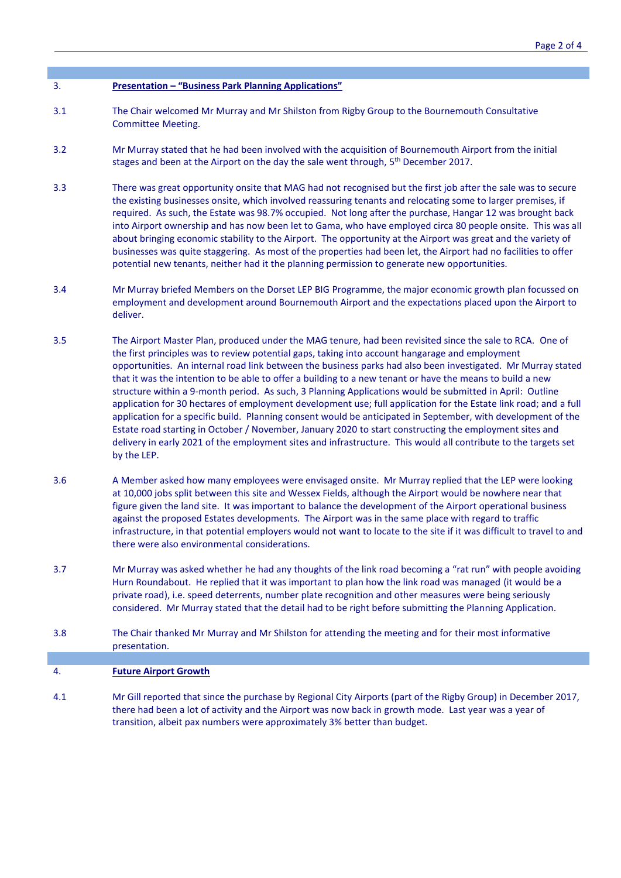## 3. Presentation – "Business Park Planning Applications"

3.1 The Chair welcomed Mr Murray and Mr Shilston from Rigby Group to the Bournemouth Consultative Committee Meeting.

3.2 Mr Murray stated that he had been involved with the acquisition of Bournemouth Airport from the initial stages and been at the Airport on the day the sale went through, 5th December 2017.

3.3 There was great opportunity onsite that MAG had not recognised but the first job after the sale was to secure the existing businesses onsite, which involved reassuring tenants and relocating some to larger premises, if required. As such, the Estate was 98.7% occupied. Not long after the purchase, Hangar 12 was brought back into Airport ownership and has now been let to Gama, who have employed circa 80 people onsite. This was all about bringing economic stability to the Airport. The opportunity at the Airport was great and the variety of businesses was quite staggering. As most of the properties had been let, the Airport had no facilities to offer potential new tenants, neither had it the planning permission to generate new opportunities.

3.4 Mr Murray briefed Members on the Dorset LEP BIG Programme, the major economic growth plan focussed on employment and development around Bournemouth Airport and the expectations placed upon the Airport to deliver.

3.5 The Airport Master Plan, produced under the MAG tenure, had been revisited since the sale to RCA. One of the first principles was to review potential gaps, taking into account hangarage and employment opportunities. An internal road link between the business parks had also been investigated. Mr Murray stated that it was the intention to be able to offer a building to a new tenant or have the means to build a new structure within a 9-month period. As such, 3 Planning Applications would be submitted in April: Outline application for 30 hectares of employment development use; full application for the Estate link road; and a full application for a specific build. Planning consent would be anticipated in September, with development of the Estate road starting in October / November, January 2020 to start constructing the employment sites and delivery in early 2021 of the employment sites and infrastructure. This would all contribute to the targets set by the LEP.

3.6 A Member asked how many employees were envisaged onsite. Mr Murray replied that the LEP were looking at 10,000 jobs split between this site and Wessex Fields, although the Airport would be nowhere near that figure given the land site. It was important to balance the development of the Airport operational business against the proposed Estates developments. The Airport was in the same place with regard to traffic infrastructure, in that potential employers would not want to locate to the site if it was difficult to travel to and there were also environmental considerations.

3.7 Mr Murray was asked whether he had any thoughts of the link road becoming a "rat run" with people avoiding Hurn Roundabout. He replied that it was important to plan how the link road was managed (it would be a private road), i.e. speed deterrents, number plate recognition and other measures were being seriously considered. Mr Murray stated that the detail had to be right before submitting the Planning Application.

3.8 The Chair thanked Mr Murray and Mr Shilston for attending the meeting and for their most informative presentation.

## 4. Future Airport Growth

4.1 Mr Gill reported that since the purchase by Regional City Airports (part of the Rigby Group) in December 2017, there had been a lot of activity and the Airport was now back in growth mode. Last year was a year of transition, albeit pax numbers were approximately 3% better than budget.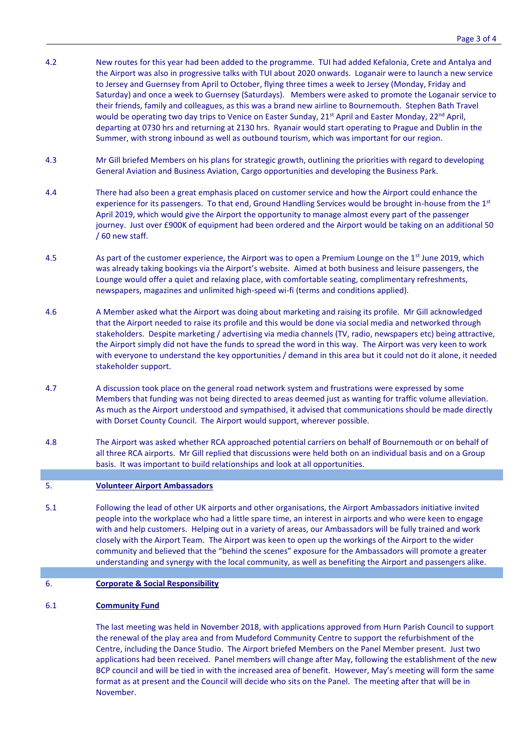4.2 New routes for this year had been added to the programme. TUI had added Kefalonia, Crete and Antalya and the Airport was also in progressive talks with TUI about 2020 onwards. Loganair were to launch a new service to Jersey and Guernsey from April to October, flying three times a week to Jersey (Monday, Friday and Saturday) and once a week to Guernsey (Saturdays). Members were asked to promote the Loganair service to their friends, family and colleagues, as this was a brand new airline to Bournemouth. Stephen Bath Travel would be operating two day trips to Venice on Easter Sunday, 21st April and Easter Monday, 22nd April, departing at 0730 hrs and returning at 2130 hrs. Ryanair would start operating to Prague and Dublin in the Summer, with strong inbound as well as outbound tourism, which was important for our region.

4.3 Mr Gill briefed Members on his plans for strategic growth, outlining the priorities with regard to developing General Aviation and Business Aviation, Cargo opportunities and developing the Business Park.

4.4 There had also been a great emphasis placed on customer service and how the Airport could enhance the experience for its passengers. To that end, Ground Handling Services would be brought in-house from the 1st April 2019, which would give the Airport the opportunity to manage almost every part of the passenger journey. Just over £900K of equipment had been ordered and the Airport would be taking on an additional 50 / 60 new staff.

4.5 As part of the customer experience, the Airport was to open a Premium Lounge on the 1st June 2019, which was already taking bookings via the Airport's website. Aimed at both business and leisure passengers, the Lounge would offer a quiet and relaxing place, with comfortable seating, complimentary refreshments, newspapers, magazines and unlimited high-speed wi-fi (terms and conditions applied).

4.6 A Member asked what the Airport was doing about marketing and raising its profile. Mr Gill acknowledged that the Airport needed to raise its profile and this would be done via social media and networked through stakeholders. Despite marketing / advertising via media channels (TV, radio, newspapers etc) being attractive, the Airport simply did not have the funds to spread the word in this way. The Airport was very keen to work with everyone to understand the key opportunities / demand in this area but it could not do it alone, it needed stakeholder support.

4.7 A discussion took place on the general road network system and frustrations were expressed by some Members that funding was not being directed to areas deemed just as wanting for traffic volume alleviation. As much as the Airport understood and sympathised, it advised that communications should be made directly with Dorset County Council. The Airport would support, wherever possible.

4.8 The Airport was asked whether RCA approached potential carriers on behalf of Bournemouth or on behalf of all three RCA airports. Mr Gill replied that discussions were held both on an individual basis and on a Group basis. It was important to build relationships and look at all opportunities.

## 5. Volunteer Airport Ambassadors

5.1 Following the lead of other UK airports and other organisations, the Airport Ambassadors initiative invited people into the workplace who had a little spare time, an interest in airports and who were keen to engage with and help customers. Helping out in a variety of areas, our Ambassadors will be fully trained and work closely with the Airport Team. The Airport was keen to open up the workings of the Airport to the wider community and believed that the "behind the scenes" exposure for the Ambassadors will promote a greater understanding and synergy with the local community, as well as benefiting the Airport and passengers alike.

## 6. Corporate & Social Responsibility

### 6.1 Community Fund

The last meeting was held in November 2018, with applications approved from Hurn Parish Council to support the renewal of the play area and from Mudeford Community Centre to support the refurbishment of the Centre, including the Dance Studio. The Airport briefed Members on the Panel Member present. Just two applications had been received. Panel members will change after May, following the establishment of the new BCP council and will be tied in with the increased area of benefit. However, May's meeting will form the same format as at present and the Council will decide who sits on the Panel. The meeting after that will be in November.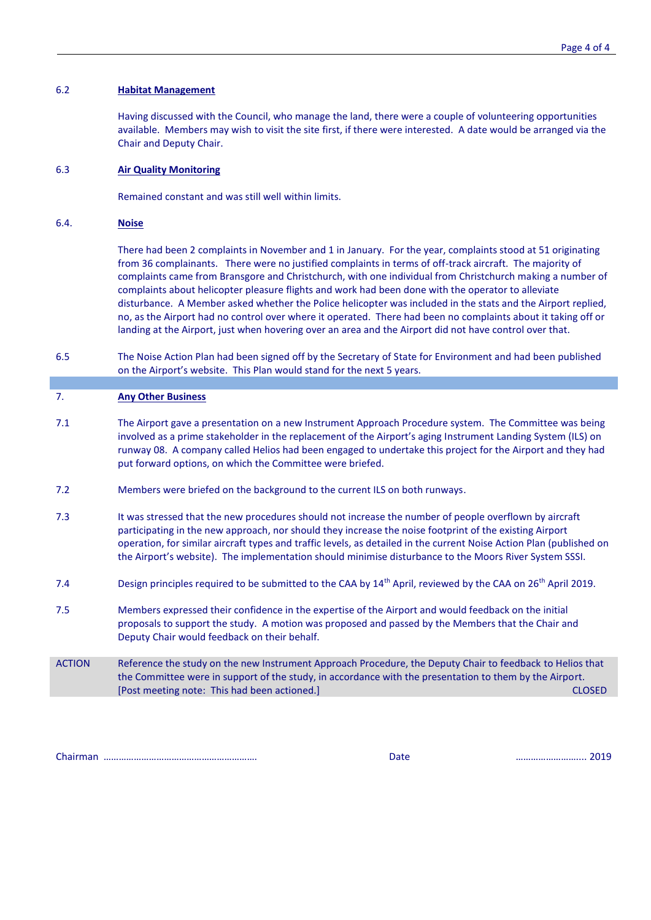6.2 **Habitat Management**

Having discussed with the Council, who manage the land, there were a couple of volunteering opportunities available. Members may wish to visit the site first, if there were interested. A date would be arranged via the Chair and Deputy Chair.

6.3 **Air Quality Monitoring**

Remained constant and was still well within limits.

6.4. **Noise**

There had been 2 complaints in November and 1 in January. For the year, complaints stood at 51 originating from 36 complainants. There were no justified complaints in terms of off-track aircraft. The majority of complaints came from Bransgore and Christchurch, with one individual from Christchurch making a number of complaints about helicopter pleasure flights and work had been done with the operator to alleviate disturbance. A Member asked whether the Police helicopter was included in the stats and the Airport replied, no, as the Airport had no control over where it operated. There had been no complaints about it taking off or landing at the Airport, just when hovering over an area and the Airport did not have control over that.

6.5 The Noise Action Plan had been signed off by the Secretary of State for Environment and had been published on the Airport's website. This Plan would stand for the next 5 years.

7. **Any Other Business**

7.1 The Airport gave a presentation on a new Instrument Approach Procedure system. The Committee was being involved as a prime stakeholder in the replacement of the Airport's aging Instrument Landing System (ILS) on runway 08. A company called Helios had been engaged to undertake this project for the Airport and they had put forward options, on which the Committee were briefed.

7.2 Members were briefed on the background to the current ILS on both runways.

7.3 It was stressed that the new procedures should not increase the number of people overflown by aircraft participating in the new approach, nor should they increase the noise footprint of the existing Airport operation, for similar aircraft types and traffic levels, as detailed in the current Noise Action Plan (published on the Airport's website). The implementation should minimise disturbance to the Moors River System SSSI.

7.4 Design principles required to be submitted to the CAA by 14th April, reviewed by the CAA on 26th April 2019.

7.5 Members expressed their confidence in the expertise of the Airport and would feedback on the initial proposals to support the study. A motion was proposed and passed by the Members that the Chair and Deputy Chair would feedback on their behalf.

ACTION Reference the study on the new Instrument Approach Procedure, the Deputy Chair to feedback to Helios that the Committee were in support of the study, in accordance with the presentation to them by the Airport. [Post meeting note: This had been actioned.] CLOSED

Chairman ………………………………………………… Date ……………………. 2019